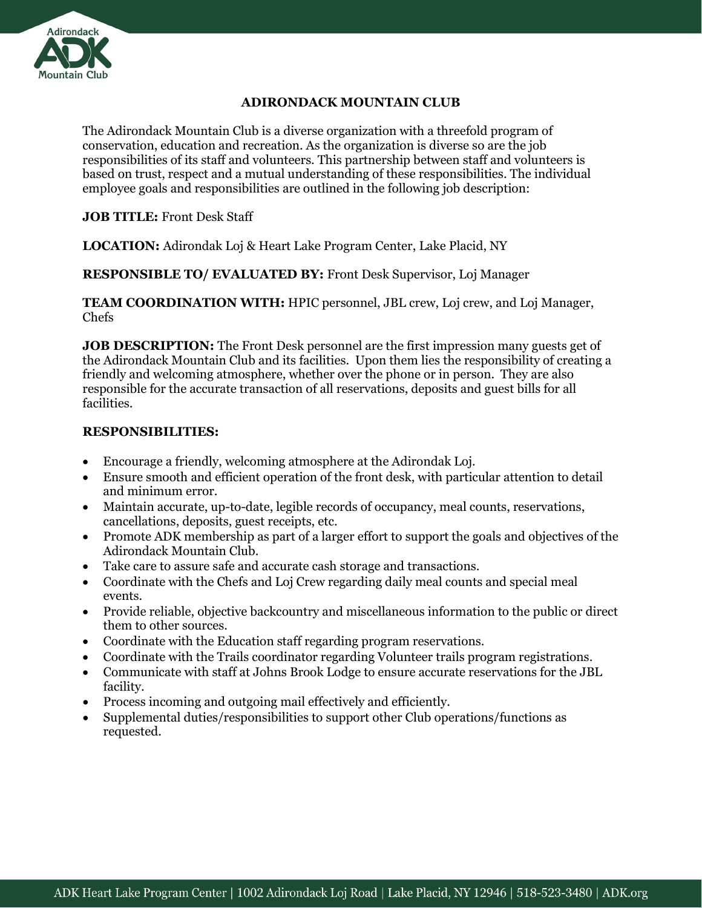# ADIRONDACK MOUNTAIN CLUB

The Adirondack Mountain Club is a diverse organization with a threefold program of conservation, education and recreation. As the organization is diverse so are the job responsibilities of its staff and volunteers. This partnership between staff and volunteers is based on trust, respect and a mutual understanding of these responsibilities. The individual employee goals and responsibilities are outlined in the following job description:

**JOB TITLE:** Front Desk Staff

**LOCATION:** Adirondak Loj & Heart Lake Program Center, Lake Placid, NY

**RESPONSIBLE TO/ EVALUATED BY:** Front Desk Supervisor, Loj Manager

**TEAM COORDINATION WITH:** HPIC personnel, JBL crew, Loj crew, and Loj Manager, Chefs

**JOB DESCRIPTION:** The Front Desk personnel are the first impression many guests get of the Adirondack Mountain Club and its facilities. Upon them lies the responsibility of creating a friendly and welcoming atmosphere, whether over the phone or in person. They are also responsible for the accurate transaction of all reservations, deposits and guest bills for all facilities.

**RESPONSIBILITIES:**

- Encourage a friendly, welcoming atmosphere at the Adirondak Loj.
- Ensure smooth and efficient operation of the front desk, with particular attention to detail and minimum error.
- Maintain accurate, up-to-date, legible records of occupancy, meal counts, reservations, cancellations, deposits, guest receipts, etc.
- Promote ADK membership as part of a larger effort to support the goals and objectives of the Adirondack Mountain Club.
- Take care to assure safe and accurate cash storage and transactions.
- Coordinate with the Chefs and Loj Crew regarding daily meal counts and special meal events.
- Provide reliable, objective backcountry and miscellaneous information to the public or direct them to other sources.
- Coordinate with the Education staff regarding program reservations.
- Coordinate with the Trails coordinator regarding Volunteer trails program registrations.
- Communicate with staff at Johns Brook Lodge to ensure accurate reservations for the JBL facility.
- Process incoming and outgoing mail effectively and efficiently.
- Supplemental duties/responsibilities to support other Club operations/functions as requested.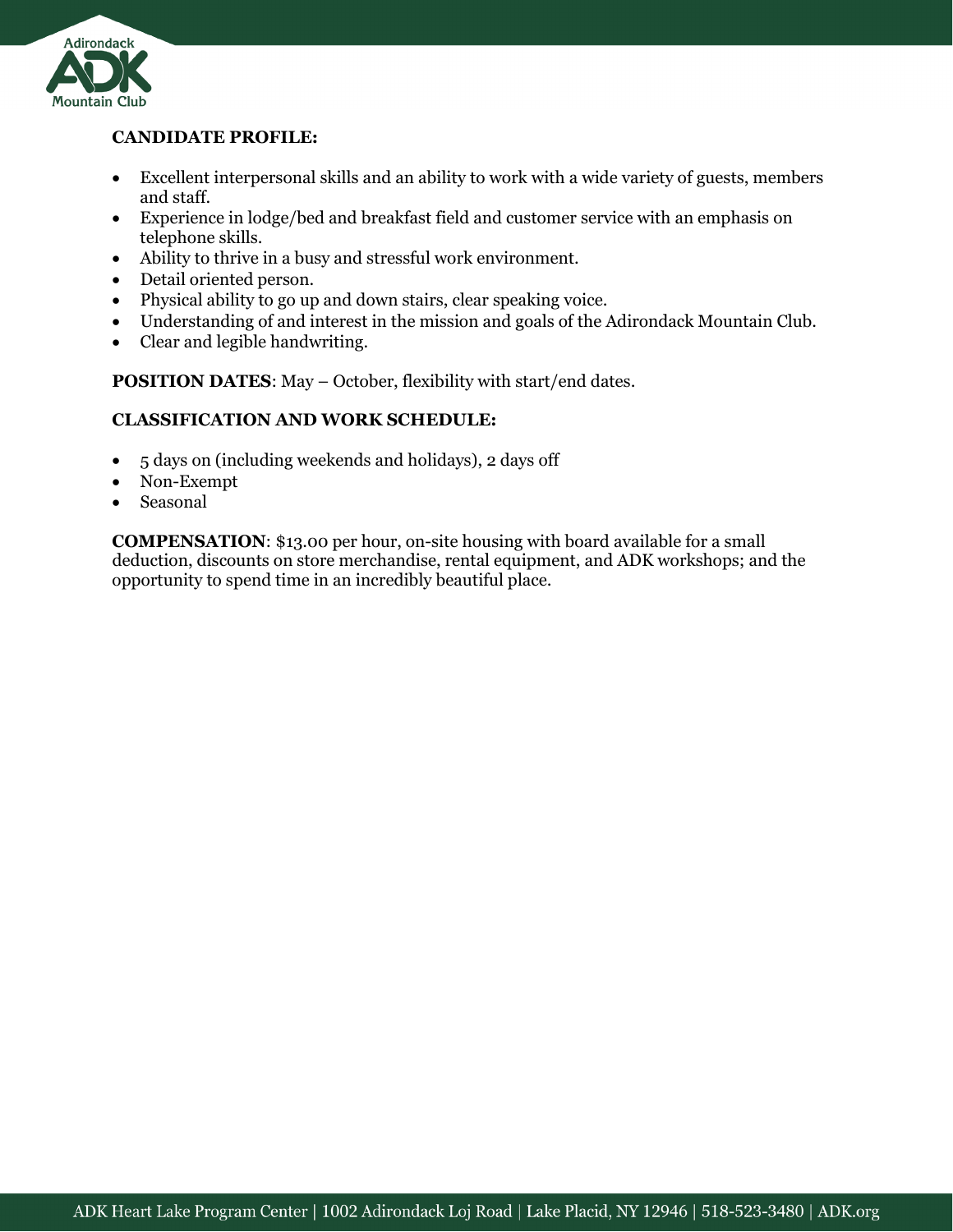**CANDIDATE PROFILE:**

- Excellent interpersonal skills and an ability to work with a wide variety of guests, members and staff.
- Experience in lodge/bed and breakfast field and customer service with an emphasis on telephone skills.
- Ability to thrive in a busy and stressful work environment.
- Detail oriented person.
- Physical ability to go up and down stairs, clear speaking voice.
- Understanding of and interest in the mission and goals of the Adirondack Mountain Club.
- Clear and legible handwriting.

**POSITION DATES**: May – October, flexibility with start/end dates.

**CLASSIFICATION AND WORK SCHEDULE:**

- 5 days on (including weekends and holidays), 2 days off
- Non-Exempt
- Seasonal

**COMPENSATION**: $13.00 per hour, on-site housing with board available for a small deduction, discounts on store merchandise, rental equipment, and ADK workshops; and the opportunity to spend time in an incredibly beautiful place.